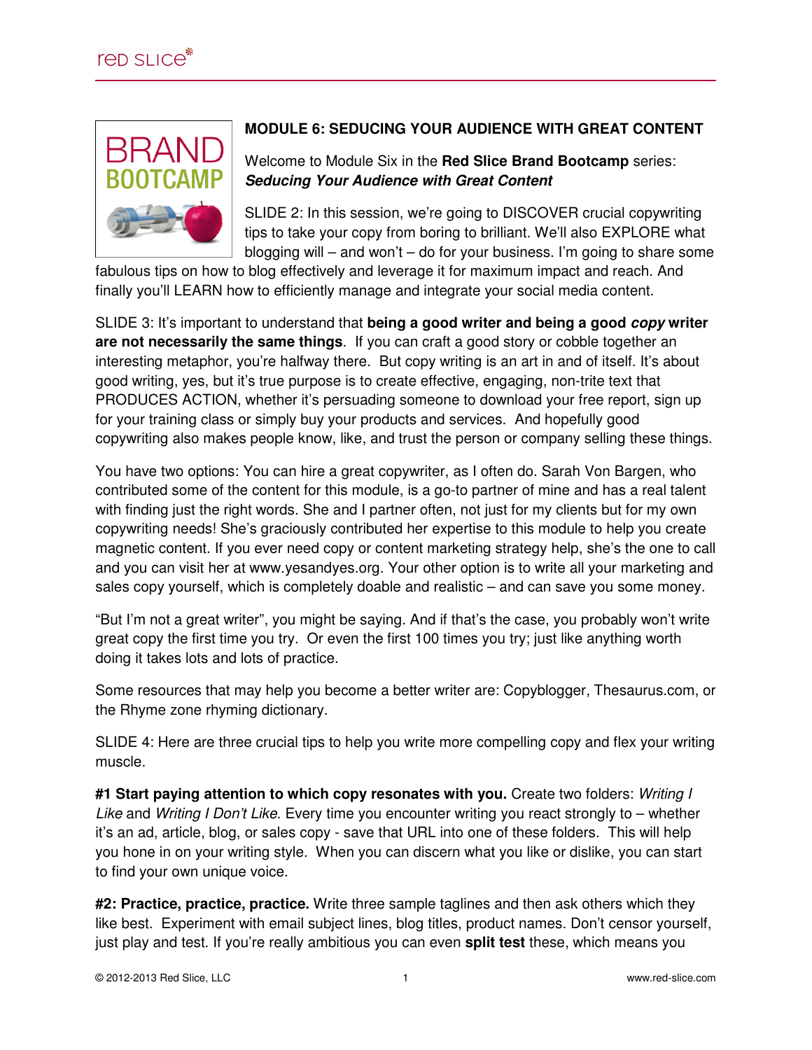## MODULE 6: SEDUCING YOUR AUDIENCE WITH GREAT CONTENT

Welcome to Module Six in the **Red Slice Brand Bootcamp** series: ***Seducing Your Audience with Great Content***

SLIDE 2: In this session, we're going to DISCOVER crucial copywriting tips to take your copy from boring to brilliant. We'll also EXPLORE what blogging will – and won't – do for your business. I'm going to share some fabulous tips on how to blog effectively and leverage it for maximum impact and reach. And finally you'll LEARN how to efficiently manage and integrate your social media content.

SLIDE 3: It's important to understand that **being a good writer and being a good *copy* writer are not necessarily the same things**. If you can craft a good story or cobble together an interesting metaphor, you're halfway there. But copy writing is an art in and of itself. It's about good writing, yes, but it's true purpose is to create effective, engaging, non-trite text that PRODUCES ACTION, whether it's persuading someone to download your free report, sign up for your training class or simply buy your products and services. And hopefully good copywriting also makes people know, like, and trust the person or company selling these things.

You have two options: You can hire a great copywriter, as I often do. Sarah Von Bargen, who contributed some of the content for this module, is a go-to partner of mine and has a real talent with finding just the right words. She and I partner often, not just for my clients but for my own copywriting needs! She's graciously contributed her expertise to this module to help you create magnetic content. If you ever need copy or content marketing strategy help, she's the one to call and you can visit her at www.yesandyes.org. Your other option is to write all your marketing and sales copy yourself, which is completely doable and realistic – and can save you some money.

"But I'm not a great writer", you might be saying. And if that's the case, you probably won't write great copy the first time you try. Or even the first 100 times you try; just like anything worth doing it takes lots and lots of practice.

Some resources that may help you become a better writer are: Copyblogger, Thesaurus.com, or the Rhyme zone rhyming dictionary.

SLIDE 4: Here are three crucial tips to help you write more compelling copy and flex your writing muscle.

**#1 Start paying attention to which copy resonates with you.** Create two folders: *Writing I Like* and *Writing I Don't Like*. Every time you encounter writing you react strongly to – whether it's an ad, article, blog, or sales copy - save that URL into one of these folders. This will help you hone in on your writing style. When you can discern what you like or dislike, you can start to find your own unique voice.

**#2: Practice, practice, practice.** Write three sample taglines and then ask others which they like best. Experiment with email subject lines, blog titles, product names. Don't censor yourself, just play and test. If you're really ambitious you can even **split test** these, which means you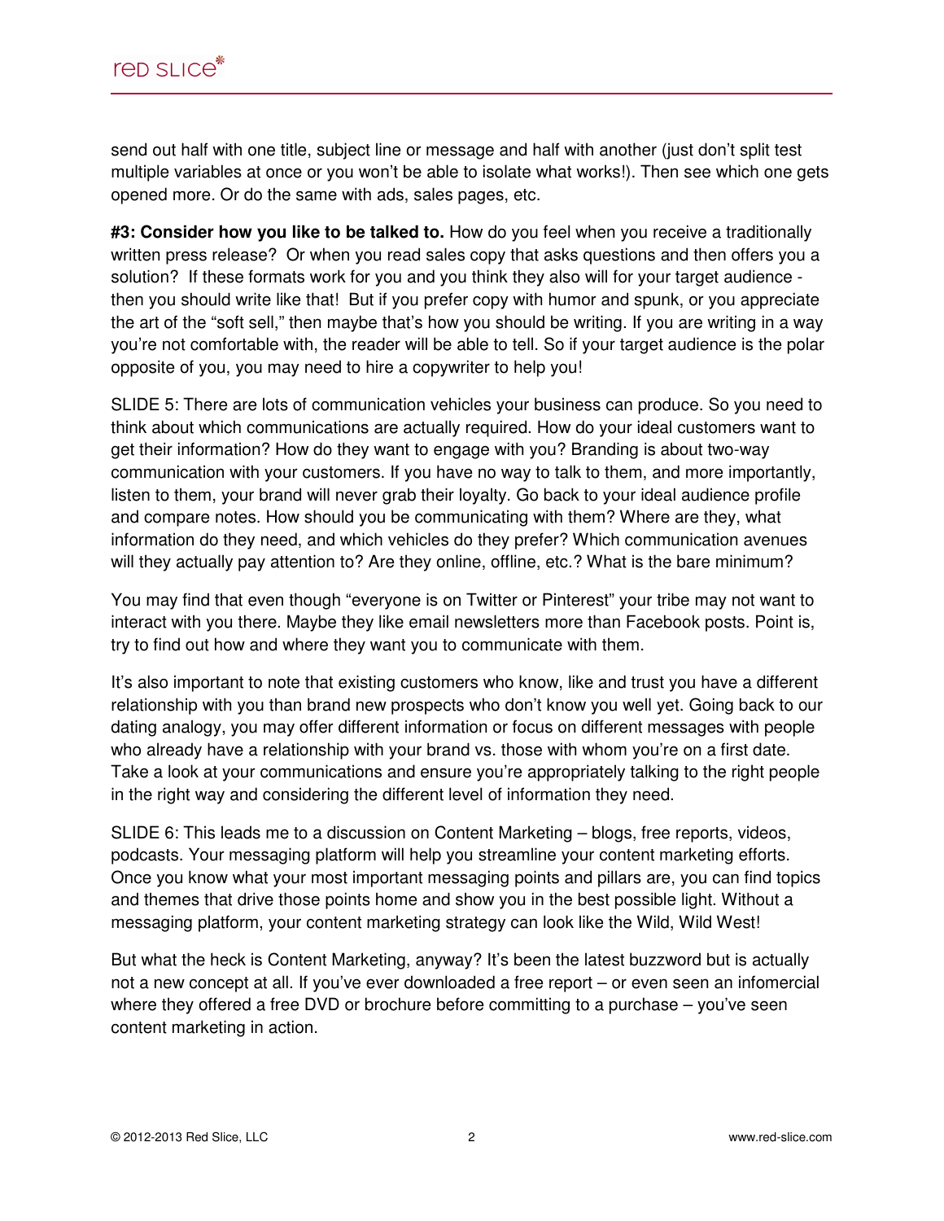send out half with one title, subject line or message and half with another (just don't split test multiple variables at once or you won't be able to isolate what works!). Then see which one gets opened more. Or do the same with ads, sales pages, etc.

**#3: Consider how you like to be talked to.** How do you feel when you receive a traditionally written press release? Or when you read sales copy that asks questions and then offers you a solution? If these formats work for you and you think they also will for your target audience - then you should write like that! But if you prefer copy with humor and spunk, or you appreciate the art of the "soft sell," then maybe that's how you should be writing. If you are writing in a way you're not comfortable with, the reader will be able to tell. So if your target audience is the polar opposite of you, you may need to hire a copywriter to help you!

SLIDE 5: There are lots of communication vehicles your business can produce. So you need to think about which communications are actually required. How do your ideal customers want to get their information? How do they want to engage with you? Branding is about two-way communication with your customers. If you have no way to talk to them, and more importantly, listen to them, your brand will never grab their loyalty. Go back to your ideal audience profile and compare notes. How should you be communicating with them? Where are they, what information do they need, and which vehicles do they prefer? Which communication avenues will they actually pay attention to? Are they online, offline, etc.? What is the bare minimum?

You may find that even though "everyone is on Twitter or Pinterest" your tribe may not want to interact with you there. Maybe they like email newsletters more than Facebook posts. Point is, try to find out how and where they want you to communicate with them.

It's also important to note that existing customers who know, like and trust you have a different relationship with you than brand new prospects who don't know you well yet. Going back to our dating analogy, you may offer different information or focus on different messages with people who already have a relationship with your brand vs. those with whom you're on a first date. Take a look at your communications and ensure you're appropriately talking to the right people in the right way and considering the different level of information they need.

SLIDE 6: This leads me to a discussion on Content Marketing – blogs, free reports, videos, podcasts. Your messaging platform will help you streamline your content marketing efforts. Once you know what your most important messaging points and pillars are, you can find topics and themes that drive those points home and show you in the best possible light. Without a messaging platform, your content marketing strategy can look like the Wild, Wild West!

But what the heck is Content Marketing, anyway? It's been the latest buzzword but is actually not a new concept at all. If you've ever downloaded a free report – or even seen an infomercial where they offered a free DVD or brochure before committing to a purchase – you've seen content marketing in action.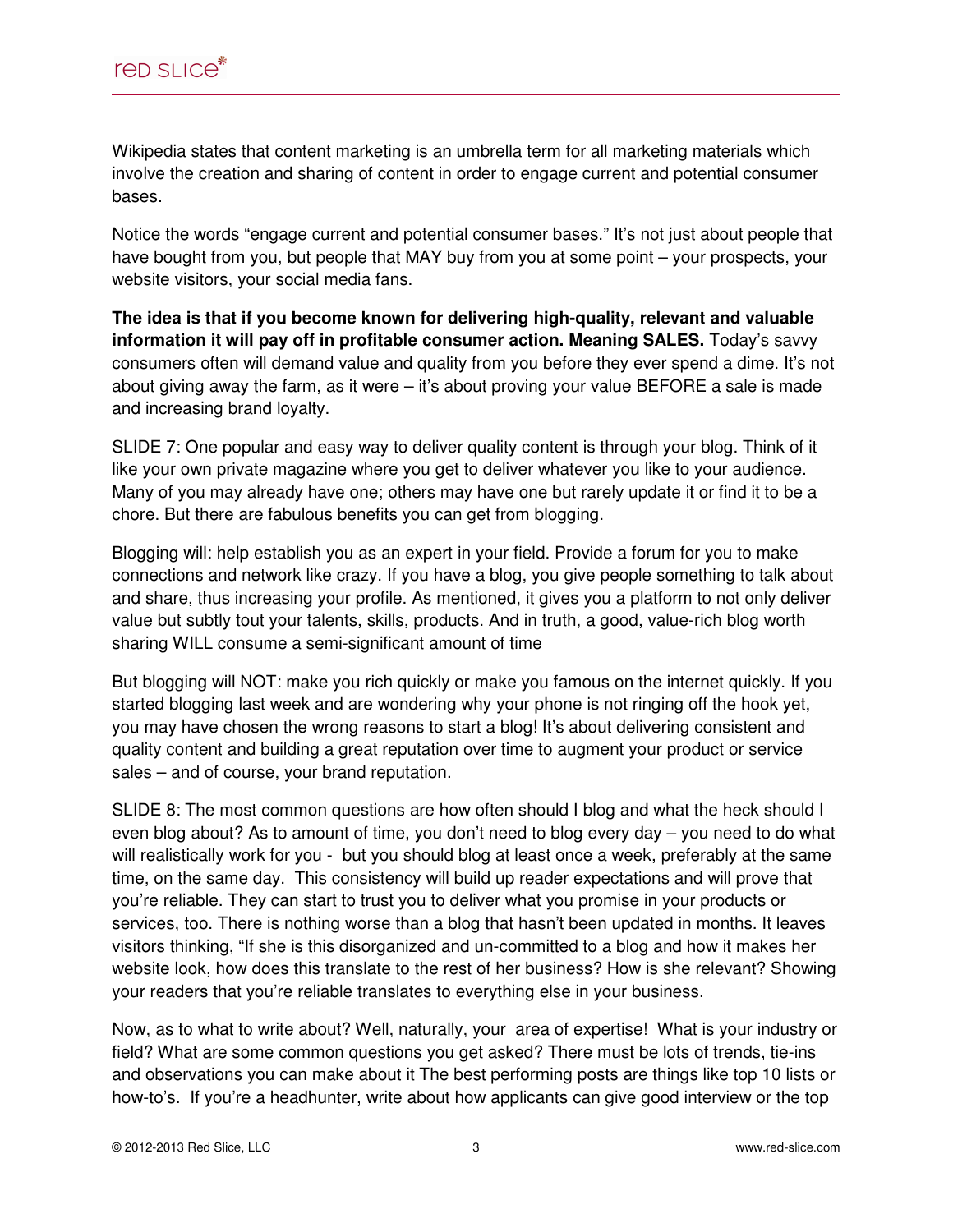Wikipedia states that content marketing is an umbrella term for all marketing materials which involve the creation and sharing of content in order to engage current and potential consumer bases.

Notice the words "engage current and potential consumer bases." It's not just about people that have bought from you, but people that MAY buy from you at some point – your prospects, your website visitors, your social media fans.

**The idea is that if you become known for delivering high-quality, relevant and valuable information it will pay off in profitable consumer action. Meaning SALES.** Today's savvy consumers often will demand value and quality from you before they ever spend a dime. It's not about giving away the farm, as it were – it's about proving your value BEFORE a sale is made and increasing brand loyalty.

SLIDE 7: One popular and easy way to deliver quality content is through your blog. Think of it like your own private magazine where you get to deliver whatever you like to your audience. Many of you may already have one; others may have one but rarely update it or find it to be a chore. But there are fabulous benefits you can get from blogging.

Blogging will: help establish you as an expert in your field. Provide a forum for you to make connections and network like crazy. If you have a blog, you give people something to talk about and share, thus increasing your profile. As mentioned, it gives you a platform to not only deliver value but subtly tout your talents, skills, products. And in truth, a good, value-rich blog worth sharing WILL consume a semi-significant amount of time

But blogging will NOT: make you rich quickly or make you famous on the internet quickly. If you started blogging last week and are wondering why your phone is not ringing off the hook yet, you may have chosen the wrong reasons to start a blog! It's about delivering consistent and quality content and building a great reputation over time to augment your product or service sales – and of course, your brand reputation.

SLIDE 8: The most common questions are how often should I blog and what the heck should I even blog about? As to amount of time, you don't need to blog every day – you need to do what will realistically work for you - but you should blog at least once a week, preferably at the same time, on the same day. This consistency will build up reader expectations and will prove that you're reliable. They can start to trust you to deliver what you promise in your products or services, too. There is nothing worse than a blog that hasn't been updated in months. It leaves visitors thinking, "If she is this disorganized and un-committed to a blog and how it makes her website look, how does this translate to the rest of her business? How is she relevant? Showing your readers that you're reliable translates to everything else in your business.

Now, as to what to write about? Well, naturally, your area of expertise! What is your industry or field? What are some common questions you get asked? There must be lots of trends, tie-ins and observations you can make about it The best performing posts are things like top 10 lists or how-to's. If you're a headhunter, write about how applicants can give good interview or the top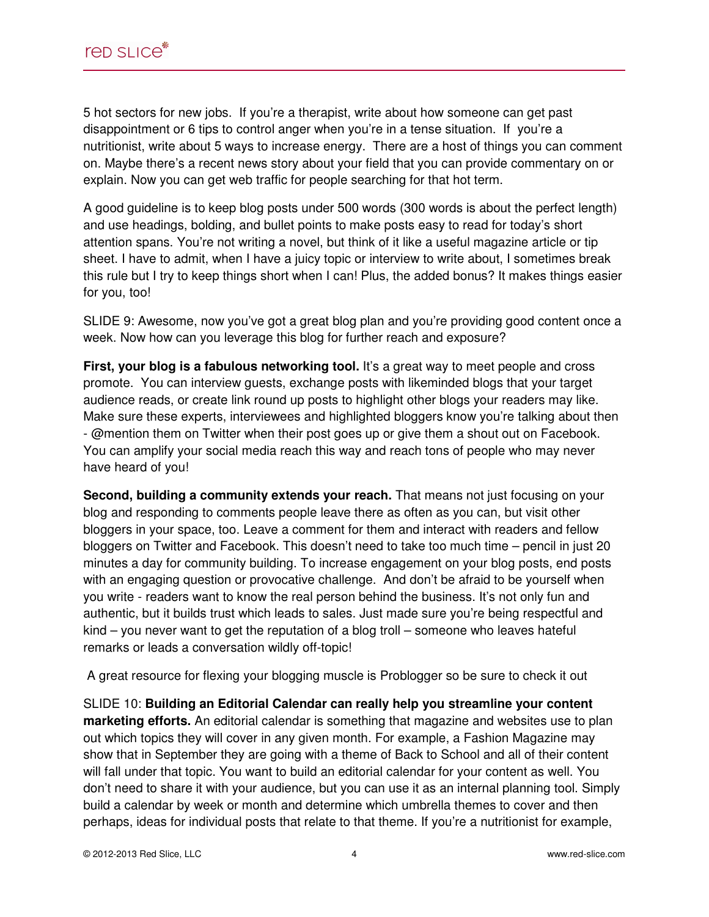5 hot sectors for new jobs. If you're a therapist, write about how someone can get past disappointment or 6 tips to control anger when you're in a tense situation. If you're a nutritionist, write about 5 ways to increase energy. There are a host of things you can comment on. Maybe there's a recent news story about your field that you can provide commentary on or explain. Now you can get web traffic for people searching for that hot term.

A good guideline is to keep blog posts under 500 words (300 words is about the perfect length) and use headings, bolding, and bullet points to make posts easy to read for today's short attention spans. You're not writing a novel, but think of it like a useful magazine article or tip sheet. I have to admit, when I have a juicy topic or interview to write about, I sometimes break this rule but I try to keep things short when I can! Plus, the added bonus? It makes things easier for you, too!

SLIDE 9: Awesome, now you've got a great blog plan and you're providing good content once a week. Now how can you leverage this blog for further reach and exposure?

**First, your blog is a fabulous networking tool.** It's a great way to meet people and cross promote. You can interview guests, exchange posts with likeminded blogs that your target audience reads, or create link round up posts to highlight other blogs your readers may like. Make sure these experts, interviewees and highlighted bloggers know you're talking about then - @mention them on Twitter when their post goes up or give them a shout out on Facebook. You can amplify your social media reach this way and reach tons of people who may never have heard of you!

**Second, building a community extends your reach.** That means not just focusing on your blog and responding to comments people leave there as often as you can, but visit other bloggers in your space, too. Leave a comment for them and interact with readers and fellow bloggers on Twitter and Facebook. This doesn't need to take too much time – pencil in just 20 minutes a day for community building. To increase engagement on your blog posts, end posts with an engaging question or provocative challenge. And don't be afraid to be yourself when you write - readers want to know the real person behind the business. It's not only fun and authentic, but it builds trust which leads to sales. Just made sure you're being respectful and kind – you never want to get the reputation of a blog troll – someone who leaves hateful remarks or leads a conversation wildly off-topic!

A great resource for flexing your blogging muscle is Problogger so be sure to check it out

SLIDE 10: **Building an Editorial Calendar can really help you streamline your content marketing efforts.** An editorial calendar is something that magazine and websites use to plan out which topics they will cover in any given month. For example, a Fashion Magazine may show that in September they are going with a theme of Back to School and all of their content will fall under that topic. You want to build an editorial calendar for your content as well. You don't need to share it with your audience, but you can use it as an internal planning tool. Simply build a calendar by week or month and determine which umbrella themes to cover and then perhaps, ideas for individual posts that relate to that theme. If you're a nutritionist for example,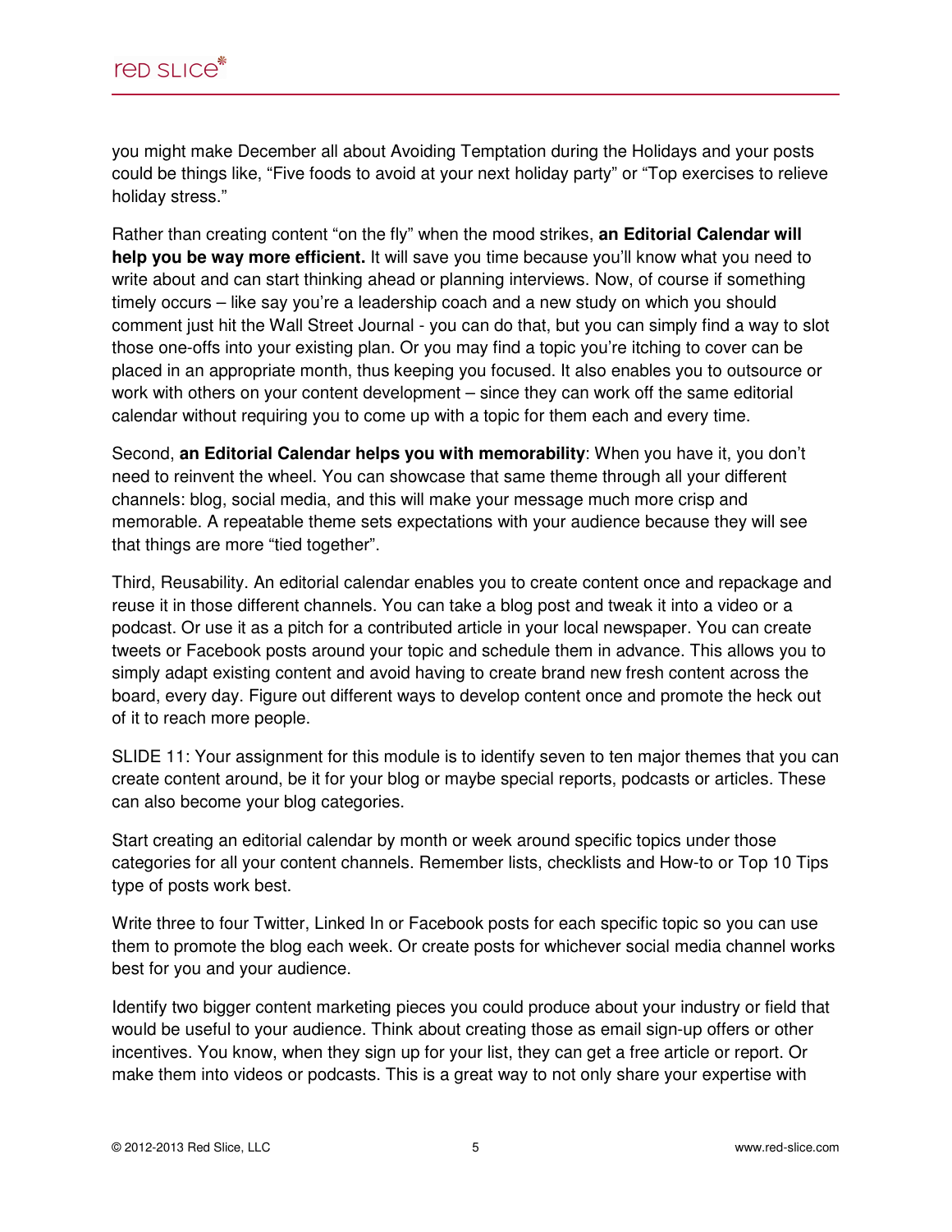you might make December all about Avoiding Temptation during the Holidays and your posts could be things like, "Five foods to avoid at your next holiday party" or "Top exercises to relieve holiday stress."

Rather than creating content "on the fly" when the mood strikes, **an Editorial Calendar will help you be way more efficient.** It will save you time because you'll know what you need to write about and can start thinking ahead or planning interviews. Now, of course if something timely occurs – like say you're a leadership coach and a new study on which you should comment just hit the Wall Street Journal - you can do that, but you can simply find a way to slot those one-offs into your existing plan. Or you may find a topic you're itching to cover can be placed in an appropriate month, thus keeping you focused. It also enables you to outsource or work with others on your content development – since they can work off the same editorial calendar without requiring you to come up with a topic for them each and every time.

Second, **an Editorial Calendar helps you with memorability**: When you have it, you don't need to reinvent the wheel. You can showcase that same theme through all your different channels: blog, social media, and this will make your message much more crisp and memorable. A repeatable theme sets expectations with your audience because they will see that things are more "tied together".

Third, Reusability. An editorial calendar enables you to create content once and repackage and reuse it in those different channels. You can take a blog post and tweak it into a video or a podcast. Or use it as a pitch for a contributed article in your local newspaper. You can create tweets or Facebook posts around your topic and schedule them in advance. This allows you to simply adapt existing content and avoid having to create brand new fresh content across the board, every day. Figure out different ways to develop content once and promote the heck out of it to reach more people.

SLIDE 11: Your assignment for this module is to identify seven to ten major themes that you can create content around, be it for your blog or maybe special reports, podcasts or articles. These can also become your blog categories.

Start creating an editorial calendar by month or week around specific topics under those categories for all your content channels. Remember lists, checklists and How-to or Top 10 Tips type of posts work best.

Write three to four Twitter, Linked In or Facebook posts for each specific topic so you can use them to promote the blog each week. Or create posts for whichever social media channel works best for you and your audience.

Identify two bigger content marketing pieces you could produce about your industry or field that would be useful to your audience. Think about creating those as email sign-up offers or other incentives. You know, when they sign up for your list, they can get a free article or report. Or make them into videos or podcasts. This is a great way to not only share your expertise with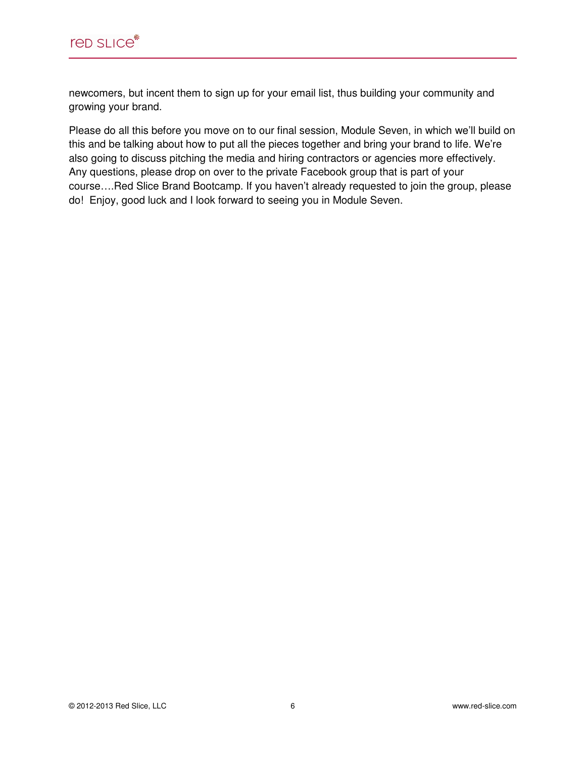newcomers, but incent them to sign up for your email list, thus building your community and growing your brand.

Please do all this before you move on to our final session, Module Seven, in which we'll build on this and be talking about how to put all the pieces together and bring your brand to life. We're also going to discuss pitching the media and hiring contractors or agencies more effectively. Any questions, please drop on over to the private Facebook group that is part of your course….Red Slice Brand Bootcamp. If you haven't already requested to join the group, please do! Enjoy, good luck and I look forward to seeing you in Module Seven.